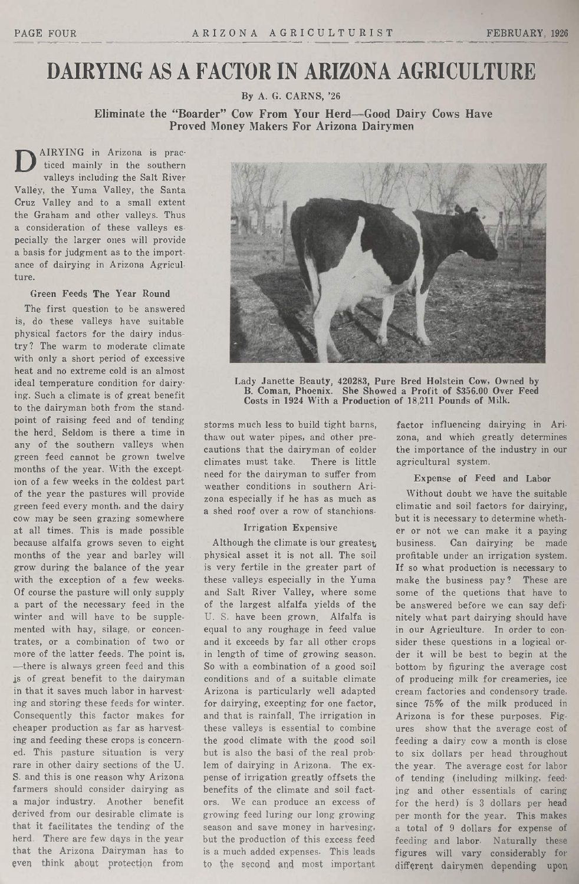# DAIRYING AS A FACTOR IN ARIZONA AGRICULTURE

By A. G. CARNS, '26

**Eliminate the "Boarder" Cow From Your Herd—Good Dairy Cows Have Proved Money Makers For Arizona Dairymen**

DAIRYING in Arizona is practiced mainly in the southern valleys including the Salt River Valley, the Yuma Valley, the Santa Cruz Valley and to a small extent the Graham and other valleys. Thus a consideration of these valleys especially the larger ones will provide a basis for judgment as to the importance of dairying in Arizona Agriculture.

### Green Feeds The Year Round

The first question to be answered is, do these valleys have suitable physical factors for the dairy industry? The warm to moderate climate with only a short period of excessive heat and no extreme cold is an almost ideal temperature condition for dairying. Such a climate is of great benefit to the dairyman both from the standpoint of raising feed and of tending the herd. Seldom is there a time in any of the southern valleys when green feed cannot be grown twelve months of the year. With the exception of a few weeks in the coldest part of the year the pastures will provide green feed every month, and the dairy cow may be seen grazing somewhere at all times. This is made possible because alfalfa grows seven to eight months of the year and barley will grow during the balance of the year with the exception of a few weeks. Of course the pasture will only supply a part of the necessary feed in the winter and will have to be supplemented with hay, silage, or concentrates, or a combination of two or more of the latter feeds. The point is, —there is always green feed and this is of great benefit to the dairyman in that it saves much labor in harvesting and storing these feeds for winter. Consequently this factor makes for cheaper production as far as harvesting and feeding these crops is concerned. This pasture situation is very rare in other dairy sections of the U. S. and this is one reason why Arizona farmers should consider dairying as a major industry. Another benefit derived from our desirable climate is that it facilitates the tending of the herd. There are few days in the year that the Arizona Dairyman has to even think about protection from storms much less to build tight barns, thaw out water pipes, and other precautions that the dairyman of colder climates must take. There is little need for the dairyman to suffer from weather conditions in southern Arizona especially if he has as much as a shed roof over a row of stanchions.

Lady Janette Beauty, 420283, Pure Bred Holstein Cow, Owned by B. Coman, Phoenix. She Showed a Profit of $356.00 Over Feed Costs in 1924 With a Production of 18,211 Pounds of Milk.

### Irrigation Expensive

Although the climate is our greatest physical asset it is not all. The soil is very fertile in the greater part of these valleys especially in the Yuma and Salt River Valley, where some of the largest alfalfa yields of the U. S. have been grown. Alfalfa is equal to any roughage in feed value and it exceeds by far all other crops in length of time of growing season. So with a combination of a good soil conditions and of a suitable climate Arizona is particularly well adapted for dairying, excepting for one factor, and that is rainfall. The irrigation in these valleys is essential to combine the good climate with the good soil but is also the basi of the real problem of dairying in Arizona. The expense of irrigation greatly offsets the benefits of the climate and soil factors. We can produce an excess of growing feed luring our long growing season and save money in harvesting, but the production of this excess feed is a much added expenses. This leads to the second and most important factor influencing dairying in Arizona, and which greatly determines the importance of the industry in our agricultural system.

### Expense of Feed and Labor

Without doubt we have the suitable climatic and soil factors for dairying, but it is necessary to determine whether or not we can make it a paying business. Can dairying be made profitable under an irrigation system. If so what production is necessary to make the business pay? These are some of the quetions that have to be answered before we can say definitely what part dairying should have in our Agriculture. In order to consider these questions in a logical order it will be best to begin at the bottom by figuring the average cost of producing milk for creameries, ice cream factories and condensory trade, since 75% of the milk produced in Arizona is for these purposes. Figures show that the average cost of feeding a dairy cow a month is close to six dollars per head throughout the year. The average cost for labor of tending (including milking, feeding and other essentials of caring for the herd) is 3 dollars per head per month for the year. This makes a total of 9 dollars for expense of feeding and labor. Naturally these figures will vary considerably for different dairymen depending upon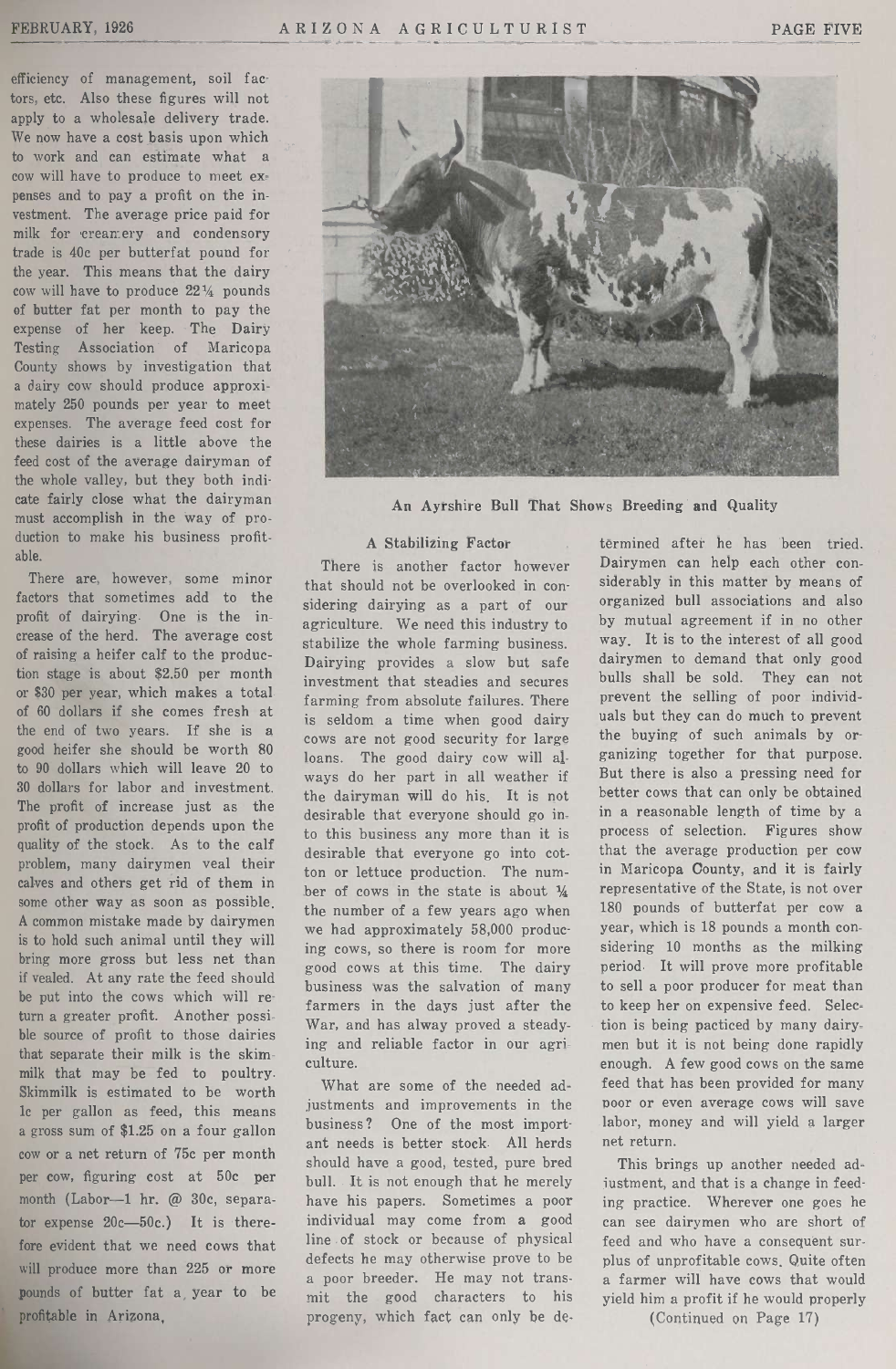efficiency of management, soil factors, etc. Also these figures will not apply to a wholesale delivery trade. We now have a cost basis upon which to work and can estimate what a cow will have to produce to meet expenses and to pay a profit on the investment. The average price paid for milk for creamery and condensory trade is 40c per butterfat pound for the year. This means that the dairy cow will have to produce 22¼ pounds of butter fat per month to pay the expense of her keep. The Dairy Testing Association of Maricopa County shows by investigation that a dairy cow should produce approximately 250 pounds per year to meet expenses. The average feed cost for these dairies is a little above the feed cost of the average dairyman of the whole valley, but they both indicate fairly close what the dairyman must accomplish in the way of production to make his business profitable.

There are, however, some minor factors that sometimes add to the profit of dairying. One is the increase of the herd. The average cost of raising a heifer calf to the production stage is about $2.50 per month or $30 per year, which makes a total of 60 dollars if she comes fresh at the end of two years. If she is a good heifer she should be worth 80 to 90 dollars which will leave 20 to 30 dollars for labor and investment. The profit of increase just as the profit of production depends upon the quality of the stock. As to the calf problem, many dairymen veal their calves and others get rid of them in some other way as soon as possible. A common mistake made by dairymen is to hold such animal until they will bring more gross but less net than if vealed. At any rate the feed should be put into the cows which will return a greater profit. Another possible source of profit to those dairies that separate their milk is the skim-milk that may be fed to poultry. Skimmilk is estimated to be worth 1c per gallon as feed, this means a gross sum of $1.25 on a four gallon cow or a net return of 75c per month per cow, figuring cost at 50c per month (Labor—1 hr. @ 30c, separator expense 20c—50c.) It is therefore evident that we need cows that will produce more than 225 or more pounds of butter fat a year to be profitable in Arizona.

An Ayrshire Bull That Shows Breeding and Quality

### A Stabilizing Factor

There is another factor however that should not be overlooked in considering dairying as a part of our agriculture. We need this industry to stabilize the whole farming business. Dairying provides a slow but safe investment that steadies and secures farming from absolute failures. There is seldom a time when good dairy cows are not good security for large loans. The good dairy cow will always do her part in all weather if the dairyman will do his. It is not desirable that everyone should go into this business any more than it is desirable that everyone go into cotton or lettuce production. The number of cows in the state is about ¼ the number of a few years ago when we had approximately 58,000 producing cows, so there is room for more good cows at this time. The dairy business was the salvation of many farmers in the days just after the War, and has alway proved a steadying and reliable factor in our agriculture.

What are some of the needed adjustments and improvements in the business? One of the most important needs is better stock. All herds should have a good, tested, pure bred bull. It is not enough that he merely have his papers. Sometimes a poor individual may come from a good line of stock or because of physical defects he may otherwise prove to be a poor breeder. He may not transmit the good characters to his progeny, which fact can only be determined after he has been tried. Dairymen can help each other considerably in this matter by means of organized bull associations and also by mutual agreement if in no other way. It is to the interest of all good dairymen to demand that only good bulls shall be sold. They can not prevent the selling of poor individuals but they can do much to prevent the buying of such animals by organizing together for that purpose. But there is also a pressing need for better cows that can only be obtained in a reasonable length of time by a process of selection. Figures show that the average production per cow in Maricopa County, and it is fairly representative of the State, is not over 180 pounds of butterfat per cow a year, which is 18 pounds a month considering 10 months as the milking period. It will prove more profitable to sell a poor producer for meat than to keep her on expensive feed. Selection is being pacticed by many dairymen but it is not being done rapidly enough. A few good cows on the same feed that has been provided for many poor or even average cows will save labor, money and will yield a larger net return.

This brings up another needed adjustment, and that is a change in feeding practice. Wherever one goes he can see dairymen who are short of feed and who have a consequent surplus of unprofitable cows. Quite often a farmer will have cows that would yield him a profit if he would properly

(Continued on Page 17)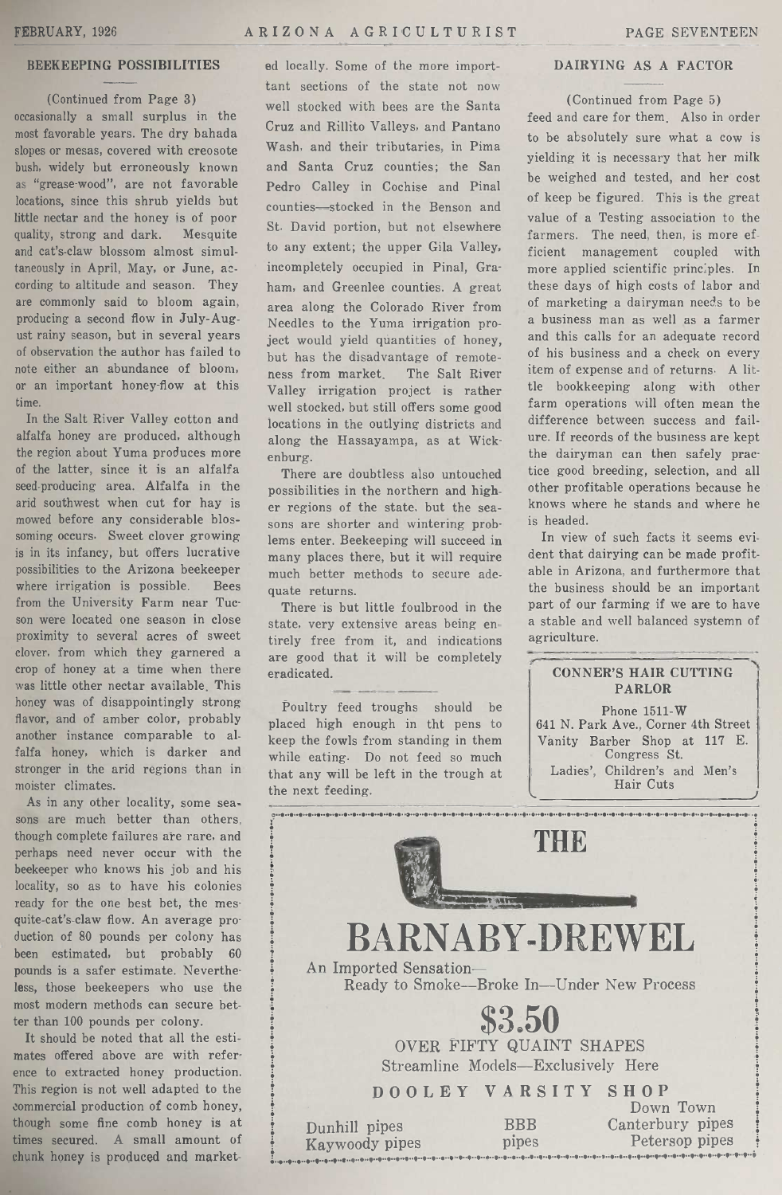## BEEKEEPING POSSIBILITIES

(Continued from Page 3)

occasionally a small surplus in the most favorable years. The dry bahada slopes or mesas, covered with creosote bush, widely but erroneously known as "grease-wood", are not favorable locations, since this shrub yields but little nectar and the honey is of poor quality, strong and dark. Mesquite and cat's-claw blossom almost simultaneously in April, May, or June, according to altitude and season. They are commonly said to bloom again, producing a second flow in July-August rainy season, but in several years of observation the author has failed to note either an abundance of bloom, or an important honey-flow at this time.

In the Salt River Valley cotton and alfalfa honey are produced, although the region about Yuma produces more of the latter, since it is an alfalfa seed-producing area. Alfalfa in the arid southwest when cut for hay is mowed before any considerable blossoming occurs. Sweet clover growing is in its infancy, but offers lucrative possibilities to the Arizona beekeeper where irrigation is possible. Bees from the University Farm near Tucson were located one season in close proximity to several acres of sweet clover, from which they garnered a crop of honey at a time when there was little other nectar available. This honey was of disappointingly strong flavor, and of amber color, probably another instance comparable to alfalfa honey, which is darker and stronger in the arid regions than in moister climates.

As in any other locality, some seasons are much better than others, though complete failures are rare, and perhaps need never occur with the beekeeper who knows his job and his locality, so as to have his colonies ready for the one best bet, the mesquite-cat's-claw flow. An average production of 80 pounds per colony has been estimated, but probably 60 pounds is a safer estimate. Nevertheless, those beekeepers who use the most modern methods can secure better than 100 pounds per colony.

It should be noted that all the estimates offered above are with reference to extracted honey production. This region is not well adapted to the commercial production of comb honey, though some fine comb honey is at times secured. A small amount of chunk honey is produced and marketed locally. Some of the more important sections of the state not now well stocked with bees are the Santa Cruz and Rillito Valleys, and Pantano Wash, and their tributaries, in Pima and Santa Cruz counties; the San Pedro Calley in Cochise and Pinal counties—stocked in the Benson and St. David portion, but not elsewhere to any extent; the upper Gila Valley, incompletely occupied in Pinal, Graham, and Greenlee counties. A great area along the Colorado River from Needles to the Yuma irrigation project would yield quantities of honey, but has the disadvantage of remoteness from market. The Salt River Valley irrigation project is rather well stocked, but still offers some good locations in the outlying districts and along the Hassayampa, as at Wickenburg.

There are doubtless also untouched possibilities in the northern and higher regions of the state, but the seasons are shorter and wintering problems enter. Beekeeping will succeed in many places there, but it will require much better methods to secure adequate returns.

There is but little foulbrood in the state, very extensive areas being entirely free from it, and indications are good that it will be completely eradicated.

---

Poultry feed troughs should be placed high enough in tht pens to keep the fowls from standing in them while eating. Do not feed so much that any will be left in the trough at the next feeding.

## DAIRYING AS A FACTOR

(Continued from Page 5)

feed and care for them. Also in order to be absolutely sure what a cow is yielding it is necessary that her milk be weighed and tested, and her cost of keep be figured. This is the great value of a Testing association to the farmers. The need, then, is more efficient management coupled with more applied scientific principles. In these days of high costs of labor and of marketing a dairyman needs to be a business man as well as a farmer and this calls for an adequate record of his business and a check on every item of expense and of returns. A little bookkeeping along with other farm operations will often mean the difference between success and failure. If records of the business are kept the dairyman can then safely practice good breeding, selection, and all other profitable operations because he knows where he stands and where he is headed.

In view of such facts it seems evident that dairying can be made profitable in Arizona, and furthermore that the business should be an important part of our farming if we are to have a stable and well balanced systemn of agriculture.

---

**CONNER'S HAIR CUTTING PARLOR**

Phone 1511-W
641 N. Park Ave., Corner 4th Street
Vanity Barber Shop at 117 E. Congress St.
Ladies', Children's and Men's Hair Cuts

---

**THE BARNABY-DREWEL**

An Imported Sensation—
Ready to Smoke—Broke In—Under New Process

**$3.50**

OVER FIFTY QUAINT SHAPES
Streamline Models—Exclusively Here

**DOOLEY VARSITY SHOP**
Down Town

Dunhill pipes — BBB pipes — Canterbury pipes
Kaywoody pipes — Petersop pipes